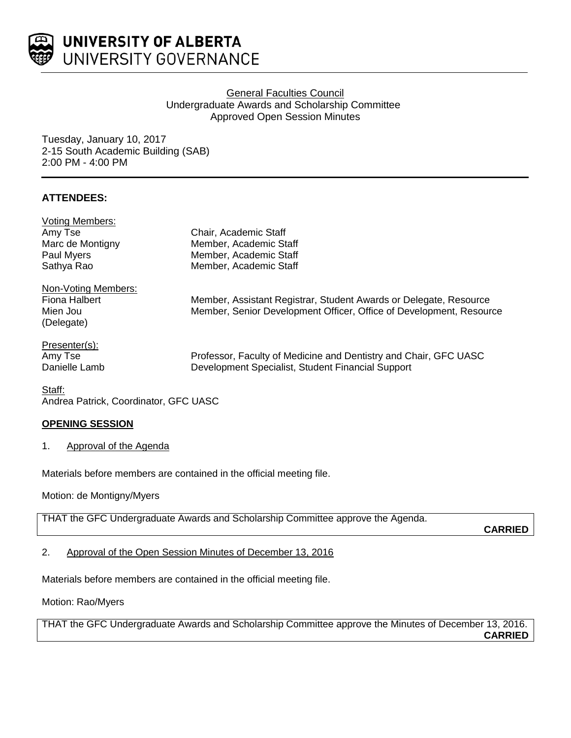**UNIVERSITY OF ALBERTA**
UNIVERSITY GOVERNANCE

General Faculties Council
Undergraduate Awards and Scholarship Committee
Approved Open Session Minutes

Tuesday, January 10, 2017
2-15 South Academic Building (SAB)
2:00 PM - 4:00 PM

## ATTENDEES:

Voting Members:

| | |
|---|---|
| Amy Tse | Chair, Academic Staff |
| Marc de Montigny | Member, Academic Staff |
| Paul Myers | Member, Academic Staff |
| Sathya Rao | Member, Academic Staff |

Non-Voting Members:

| | |
|---|---|
| Fiona Halbert | Member, Assistant Registrar, Student Awards or Delegate, Resource |
| Mien Jou (Delegate) | Member, Senior Development Officer, Office of Development, Resource |

Presenter(s):

| | |
|---|---|
| Amy Tse | Professor, Faculty of Medicine and Dentistry and Chair, GFC UASC |
| Danielle Lamb | Development Specialist, Student Financial Support |

Staff:
Andrea Patrick, Coordinator, GFC UASC

## OPENING SESSION

1. Approval of the Agenda

Materials before members are contained in the official meeting file.

Motion: de Montigny/Myers

THAT the GFC Undergraduate Awards and Scholarship Committee approve the Agenda.

**CARRIED**

2. Approval of the Open Session Minutes of December 13, 2016

Materials before members are contained in the official meeting file.

Motion: Rao/Myers

THAT the GFC Undergraduate Awards and Scholarship Committee approve the Minutes of December 13, 2016.

**CARRIED**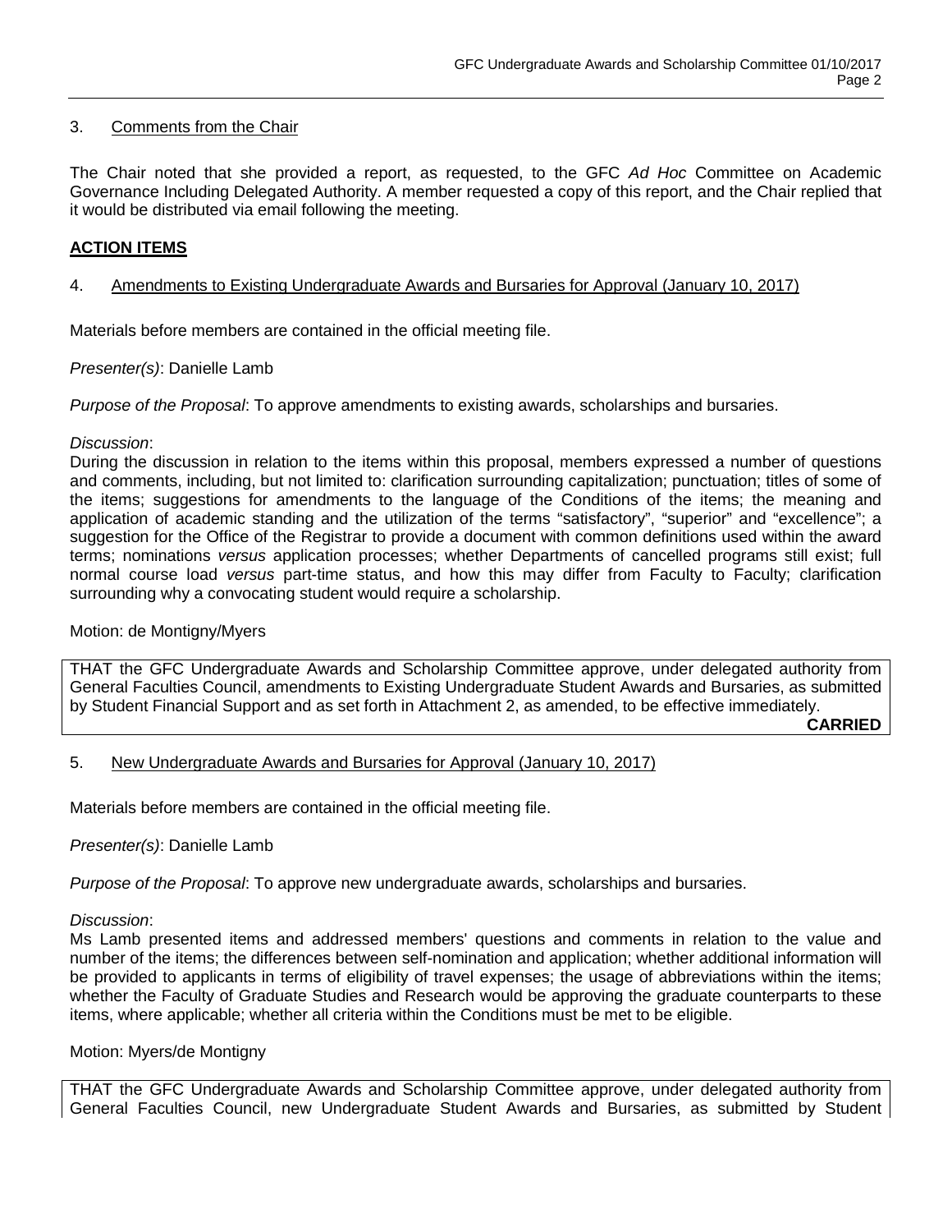3. Comments from the Chair

The Chair noted that she provided a report, as requested, to the GFC *Ad Hoc* Committee on Academic Governance Including Delegated Authority. A member requested a copy of this report, and the Chair replied that it would be distributed via email following the meeting.

**ACTION ITEMS**

4. Amendments to Existing Undergraduate Awards and Bursaries for Approval (January 10, 2017)

Materials before members are contained in the official meeting file.

*Presenter(s)*: Danielle Lamb

*Purpose of the Proposal*: To approve amendments to existing awards, scholarships and bursaries.

*Discussion*:
During the discussion in relation to the items within this proposal, members expressed a number of questions and comments, including, but not limited to: clarification surrounding capitalization; punctuation; titles of some of the items; suggestions for amendments to the language of the Conditions of the items; the meaning and application of academic standing and the utilization of the terms "satisfactory", "superior" and "excellence"; a suggestion for the Office of the Registrar to provide a document with common definitions used within the award terms; nominations *versus* application processes; whether Departments of cancelled programs still exist; full normal course load *versus* part-time status, and how this may differ from Faculty to Faculty; clarification surrounding why a convocating student would require a scholarship.

Motion: de Montigny/Myers

THAT the GFC Undergraduate Awards and Scholarship Committee approve, under delegated authority from General Faculties Council, amendments to Existing Undergraduate Student Awards and Bursaries, as submitted by Student Financial Support and as set forth in Attachment 2, as amended, to be effective immediately.

**CARRIED**

5. New Undergraduate Awards and Bursaries for Approval (January 10, 2017)

Materials before members are contained in the official meeting file.

*Presenter(s)*: Danielle Lamb

*Purpose of the Proposal*: To approve new undergraduate awards, scholarships and bursaries.

*Discussion*:
Ms Lamb presented items and addressed members' questions and comments in relation to the value and number of the items; the differences between self-nomination and application; whether additional information will be provided to applicants in terms of eligibility of travel expenses; the usage of abbreviations within the items; whether the Faculty of Graduate Studies and Research would be approving the graduate counterparts to these items, where applicable; whether all criteria within the Conditions must be met to be eligible.

Motion: Myers/de Montigny

THAT the GFC Undergraduate Awards and Scholarship Committee approve, under delegated authority from General Faculties Council, new Undergraduate Student Awards and Bursaries, as submitted by Student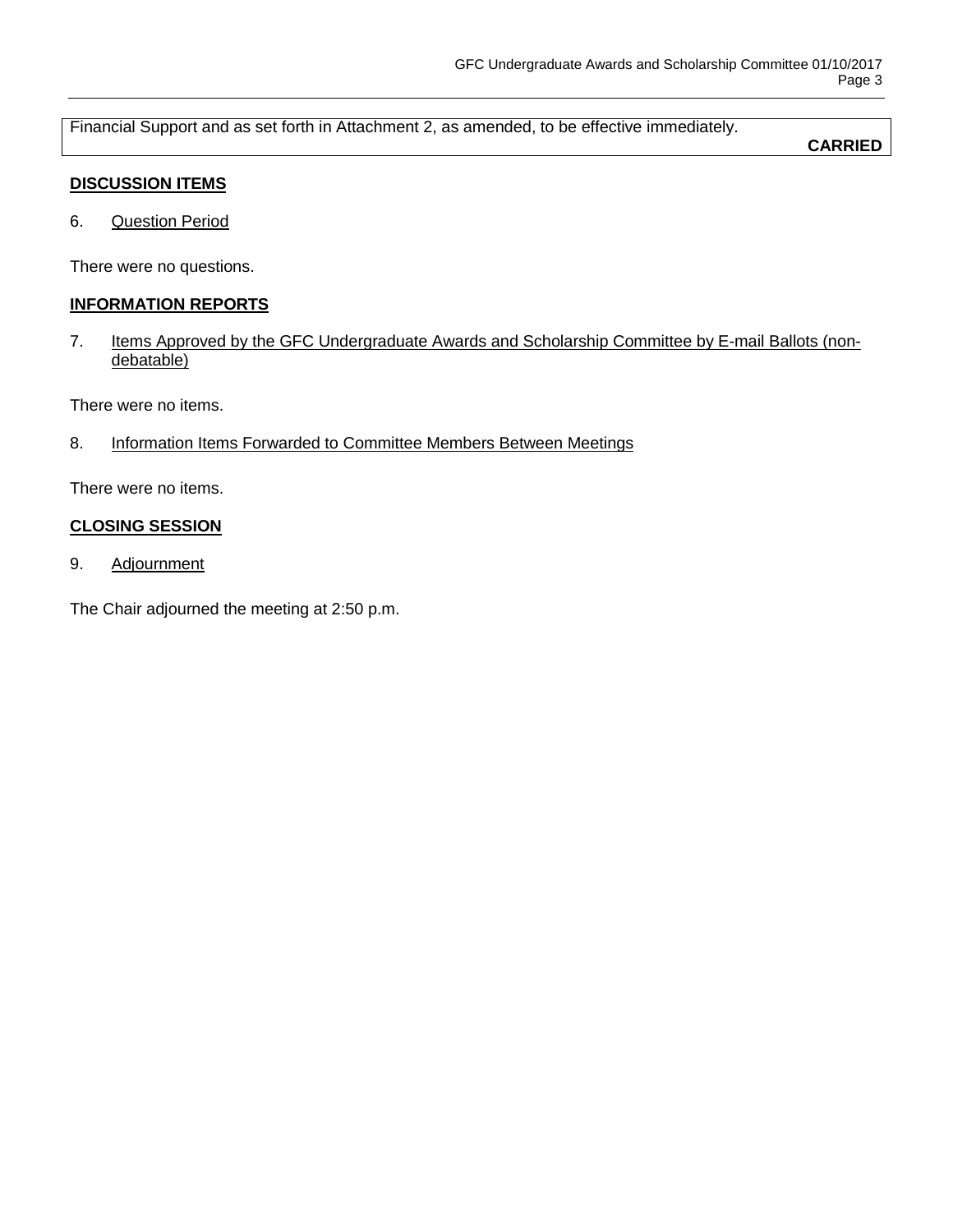Financial Support and as set forth in Attachment 2, as amended, to be effective immediately.

**CARRIED**

**DISCUSSION ITEMS**

6. Question Period

There were no questions.

**INFORMATION REPORTS**

7. Items Approved by the GFC Undergraduate Awards and Scholarship Committee by E-mail Ballots (non-debatable)

There were no items.

8. Information Items Forwarded to Committee Members Between Meetings

There were no items.

**CLOSING SESSION**

9. Adjournment

The Chair adjourned the meeting at 2:50 p.m.